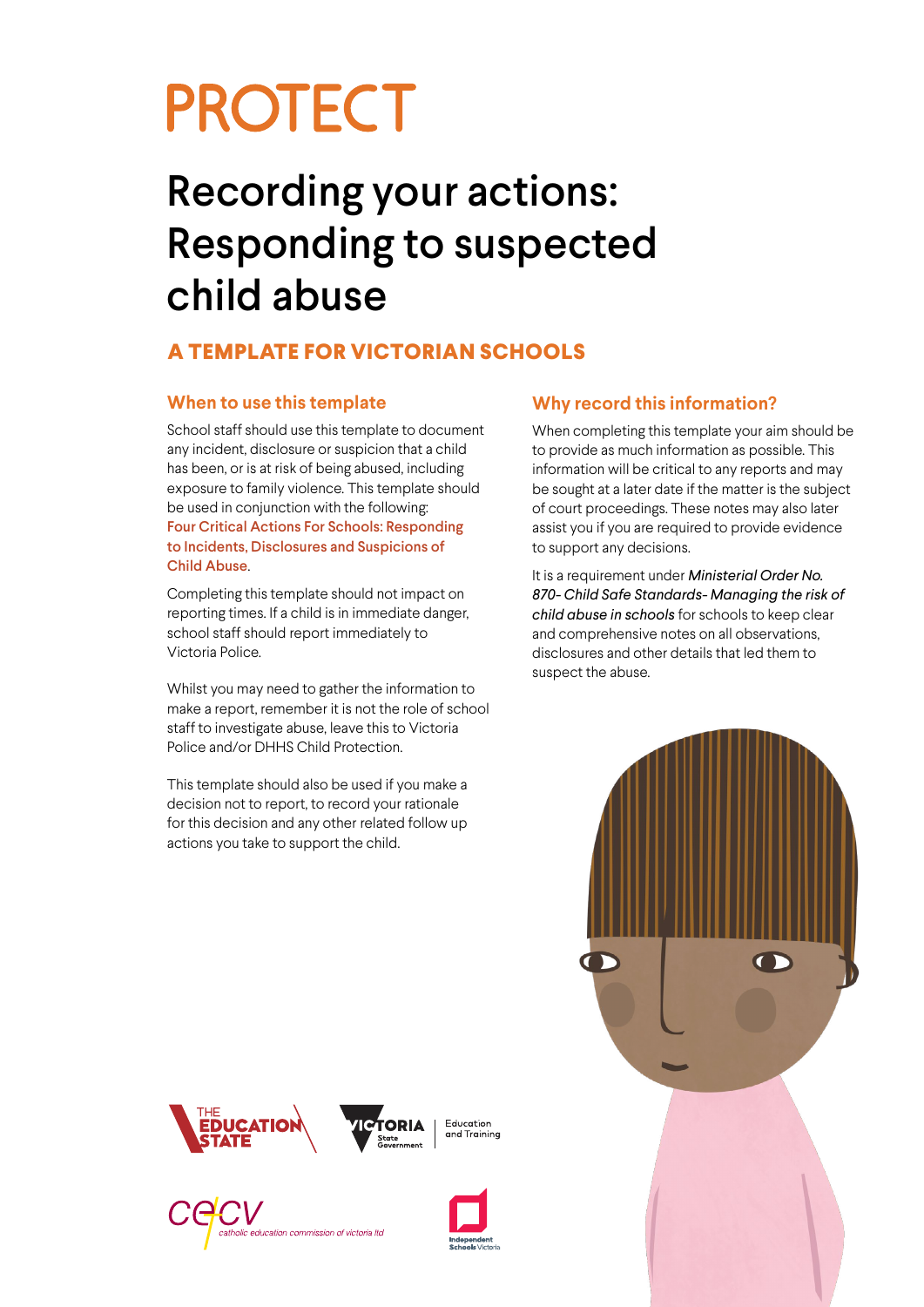# PROTECT

## Recording your actions: Responding to suspected child abuse

### A TEMPLATE FOR VICTORIAN SCHOOLS

### When to use this template

School staff should use this template to document any incident, disclosure or suspicion that a child has been, or is at risk of being abused, including exposure to family violence. This template should be used in conjunction with the following: Four Critical Actions For Schools: Responding to Incidents, Disclosures and Suspicions of Child Abuse.

Completing this template should not impact on reporting times. If a child is in immediate danger, school staff should report immediately to Victoria Police.

Whilst you may need to gather the information to make a report, remember it is not the role of school staff to investigate abuse, leave this to Victoria Police and/or DHHS Child Protection.

This template should also be used if you make a decision not to report, to record your rationale for this decision and any other related follow up actions you take to support the child.

### Why record this information?

When completing this template your aim should be to provide as much information as possible. This information will be critical to any reports and may be sought at a later date if the matter is the subject of court proceedings. These notes may also later assist you if you are required to provide evidence to support any decisions.

It is a requirement under *Ministerial Order No. 870- Child Safe Standards- Managing the risk of child abuse in schools* for schools to keep clear and comprehensive notes on all observations, disclosures and other details that led them to suspect the abuse.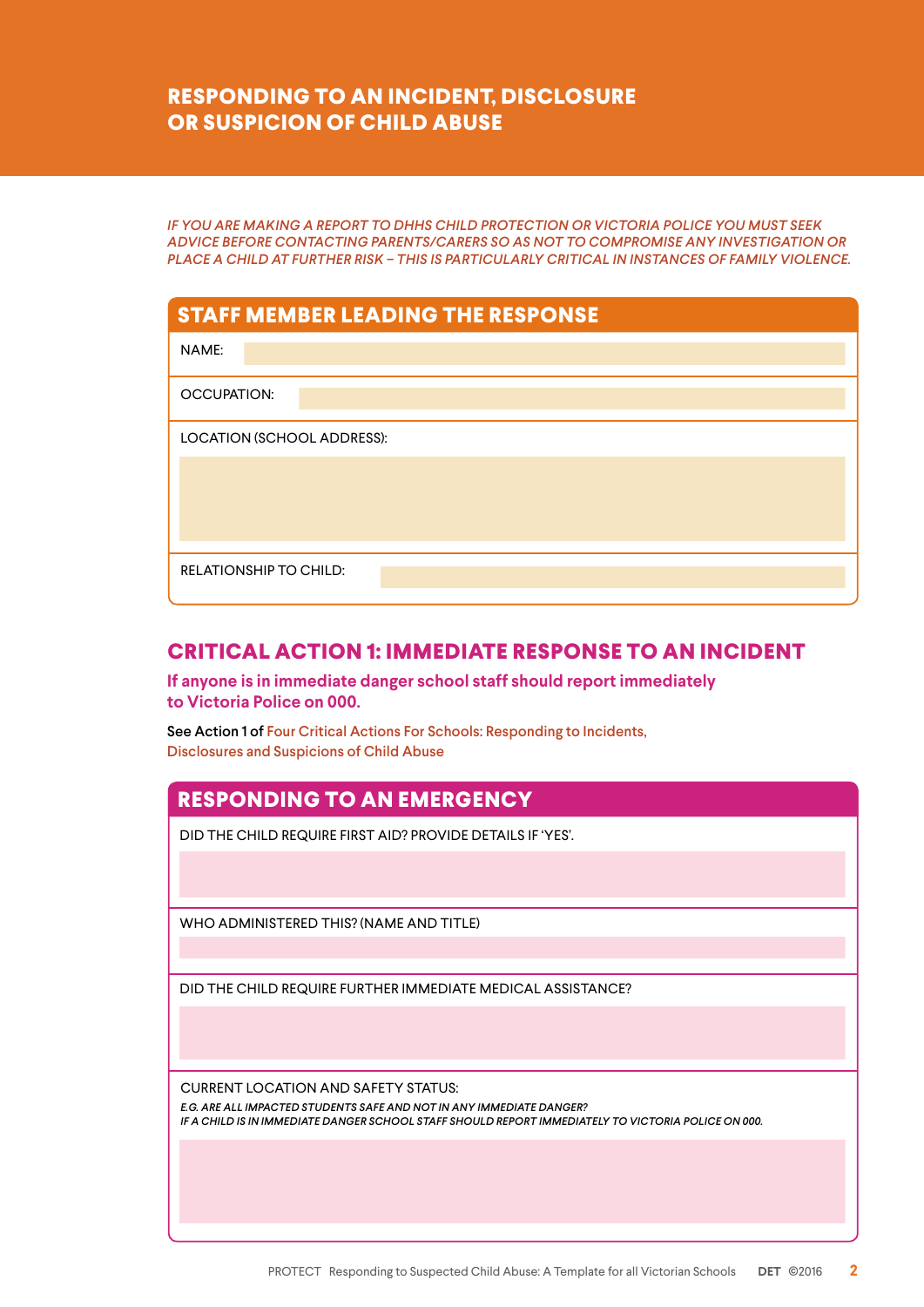# RESPONDING TO AN INCIDENT, DISCLOSURE OR SUSPICION OF CHILD ABUSE

*IF YOU ARE MAKING A REPORT TO DHHS CHILD PROTECTION OR VICTORIA POLICE YOU MUST SEEK ADVICE BEFORE CONTACTING PARENTS/CARERS SO AS NOT TO COMPROMISE ANY INVESTIGATION OR PLACE A CHILD AT FURTHER RISK – THIS IS PARTICULARLY CRITICAL IN INSTANCES OF FAMILY VIOLENCE.*

## STAFF MEMBER LEADING THE RESPONSE

NAME:

OCCUPATION:

LOCATION (SCHOOL ADDRESS):

RELATIONSHIP TO CHILD:

## CRITICAL ACTION 1: IMMEDIATE RESPONSE TO AN INCIDENT

**If anyone is in immediate danger school staff should report immediately to Victoria Police on 000.**

See Action 1 of Four Critical Actions For Schools: Responding to Incidents, Disclosures and Suspicions of Child Abuse

## RESPONDING TO AN EMERGENCY

DID THE CHILD REQUIRE FIRST AID? PROVIDE DETAILS IF 'YES'.

WHO ADMINISTERED THIS? (NAME AND TITLE)

DID THE CHILD REQUIRE FURTHER IMMEDIATE MEDICAL ASSISTANCE?

CURRENT LOCATION AND SAFETY STATUS:

*E.G. ARE ALL IMPACTED STUDENTS SAFE AND NOT IN ANY IMMEDIATE DANGER?*
*IF A CHILD IS IN IMMEDIATE DANGER SCHOOL STAFF SHOULD REPORT IMMEDIATELY TO VICTORIA POLICE ON 000.*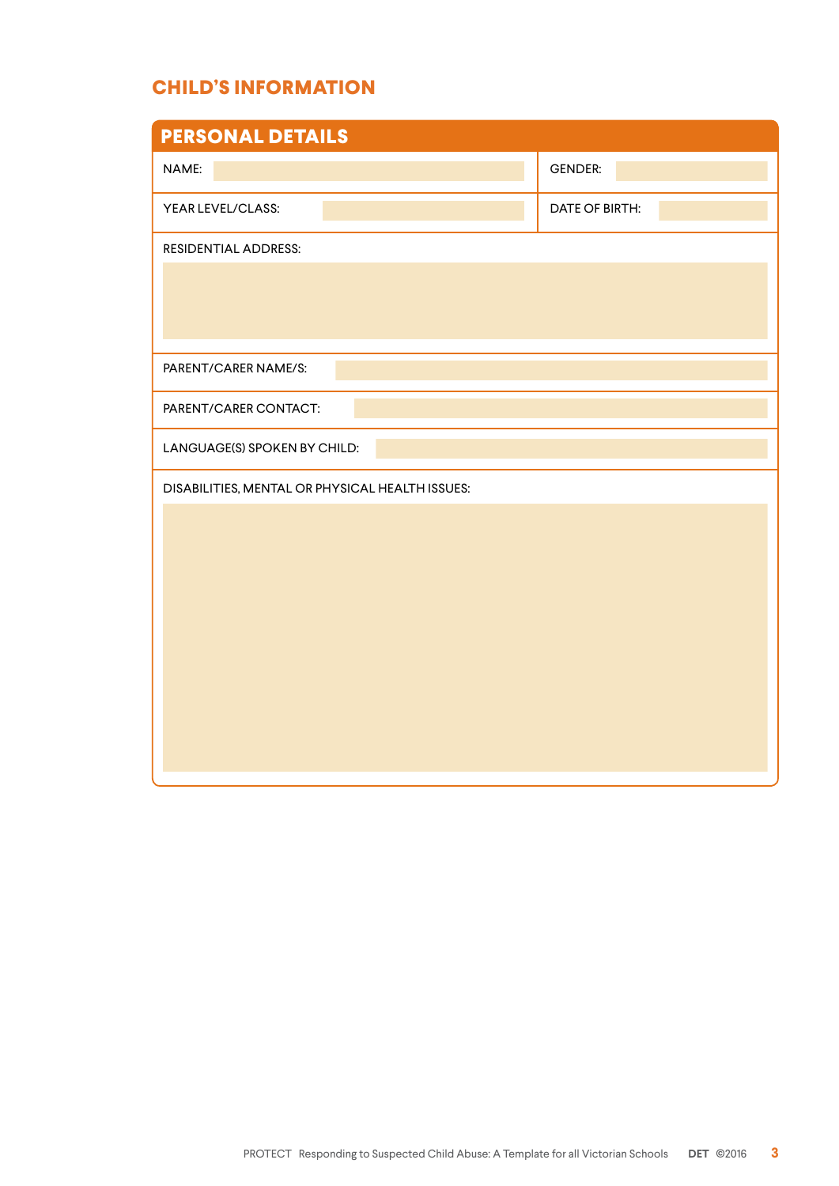## CHILD'S INFORMATION

| PERSONAL DETAILS | |
|---|---|
| NAME: | GENDER: |
| YEAR LEVEL/CLASS: | DATE OF BIRTH: |
| RESIDENTIAL ADDRESS: | |
| PARENT/CARER NAME/S: | |
| PARENT/CARER CONTACT: | |
| LANGUAGE(S) SPOKEN BY CHILD: | |
| DISABILITIES, MENTAL OR PHYSICAL HEALTH ISSUES: | |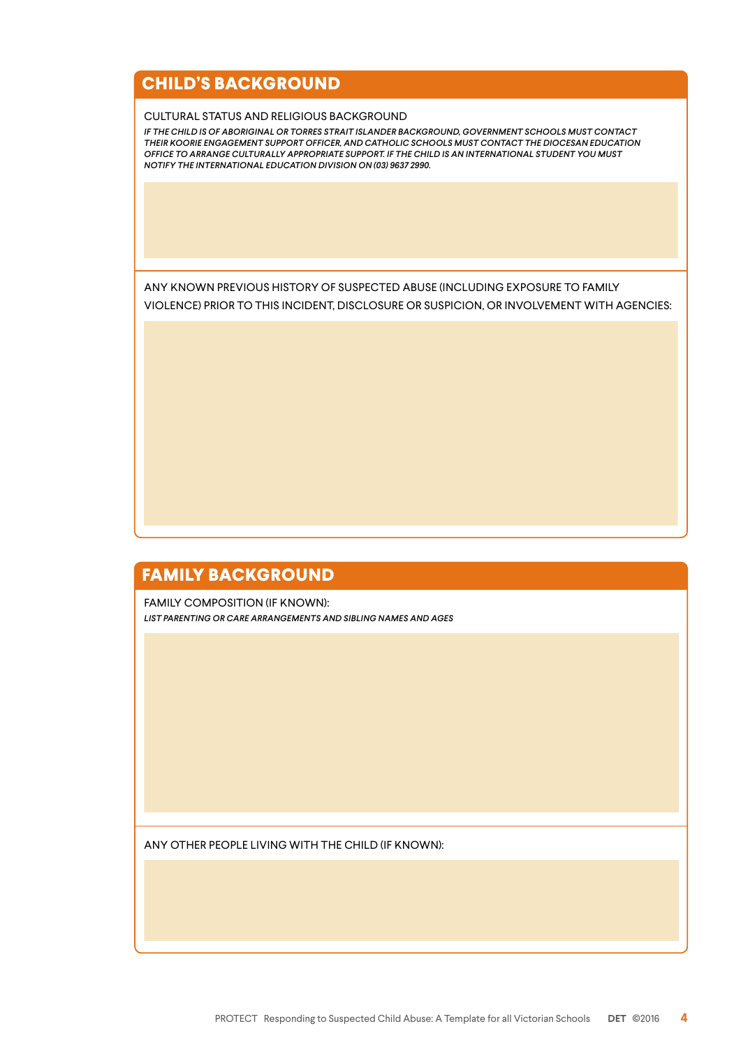## CHILD'S BACKGROUND

CULTURAL STATUS AND RELIGIOUS BACKGROUND

*IF THE CHILD IS OF ABORIGINAL OR TORRES STRAIT ISLANDER BACKGROUND, GOVERNMENT SCHOOLS MUST CONTACT THEIR KOORIE ENGAGEMENT SUPPORT OFFICER, AND CATHOLIC SCHOOLS MUST CONTACT THE DIOCESAN EDUCATION OFFICE TO ARRANGE CULTURALLY APPROPRIATE SUPPORT. IF THE CHILD IS AN INTERNATIONAL STUDENT YOU MUST NOTIFY THE INTERNATIONAL EDUCATION DIVISION ON (03) 9637 2990.*

ANY KNOWN PREVIOUS HISTORY OF SUSPECTED ABUSE (INCLUDING EXPOSURE TO FAMILY VIOLENCE) PRIOR TO THIS INCIDENT, DISCLOSURE OR SUSPICION, OR INVOLVEMENT WITH AGENCIES:

## FAMILY BACKGROUND

FAMILY COMPOSITION (IF KNOWN):

*LIST PARENTING OR CARE ARRANGEMENTS AND SIBLING NAMES AND AGES*

ANY OTHER PEOPLE LIVING WITH THE CHILD (IF KNOWN):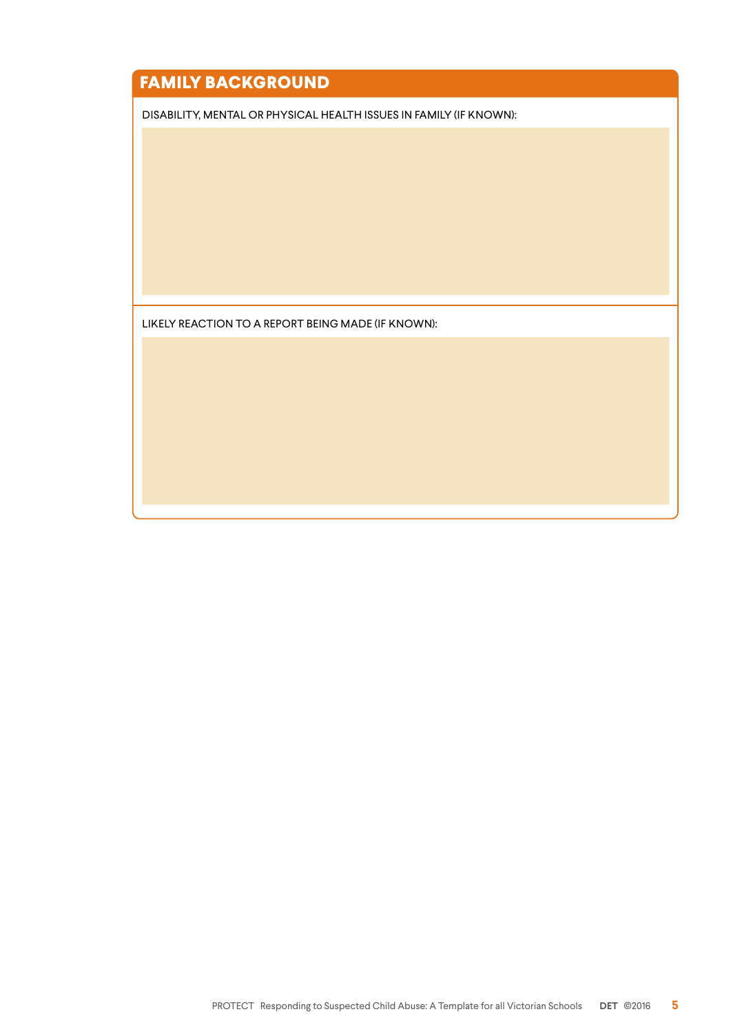## FAMILY BACKGROUND

DISABILITY, MENTAL OR PHYSICAL HEALTH ISSUES IN FAMILY (IF KNOWN):

LIKELY REACTION TO A REPORT BEING MADE (IF KNOWN):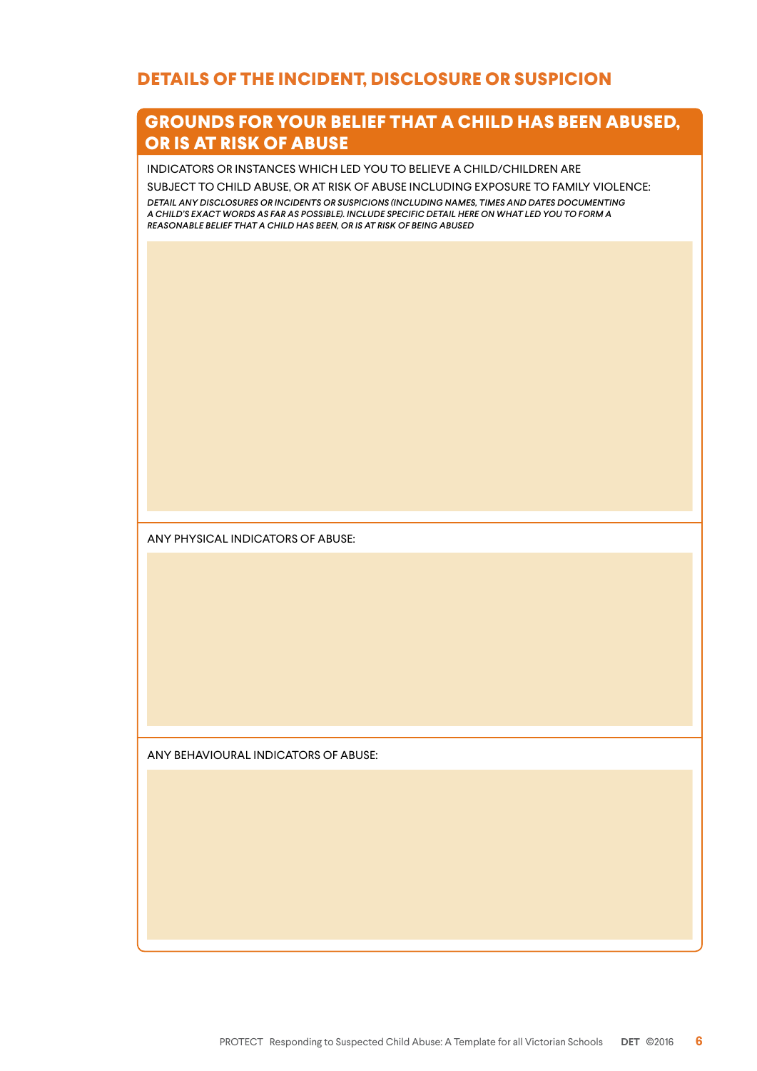## DETAILS OF THE INCIDENT, DISCLOSURE OR SUSPICION

### GROUNDS FOR YOUR BELIEF THAT A CHILD HAS BEEN ABUSED, OR IS AT RISK OF ABUSE

INDICATORS OR INSTANCES WHICH LED YOU TO BELIEVE A CHILD/CHILDREN ARE SUBJECT TO CHILD ABUSE, OR AT RISK OF ABUSE INCLUDING EXPOSURE TO FAMILY VIOLENCE:

***DETAIL ANY DISCLOSURES OR INCIDENTS OR SUSPICIONS (INCLUDING NAMES, TIMES AND DATES DOCUMENTING A CHILD'S EXACT WORDS AS FAR AS POSSIBLE). INCLUDE SPECIFIC DETAIL HERE ON WHAT LED YOU TO FORM A REASONABLE BELIEF THAT A CHILD HAS BEEN, OR IS AT RISK OF BEING ABUSED***

ANY PHYSICAL INDICATORS OF ABUSE:

ANY BEHAVIOURAL INDICATORS OF ABUSE: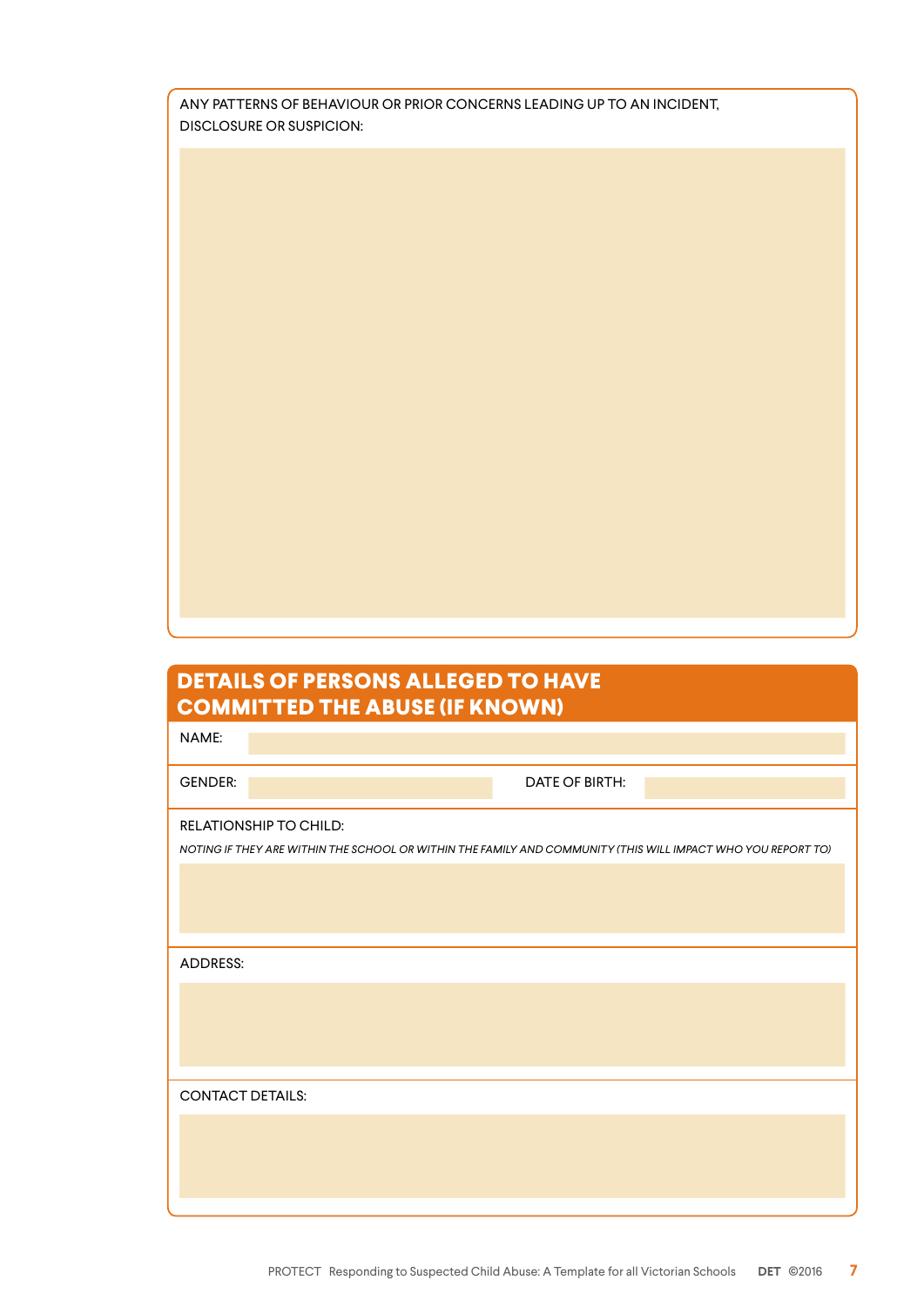ANY PATTERNS OF BEHAVIOUR OR PRIOR CONCERNS LEADING UP TO AN INCIDENT, DISCLOSURE OR SUSPICION:

## DETAILS OF PERSONS ALLEGED TO HAVE COMMITTED THE ABUSE (IF KNOWN)

NAME:

GENDER:

DATE OF BIRTH:

RELATIONSHIP TO CHILD:

*NOTING IF THEY ARE WITHIN THE SCHOOL OR WITHIN THE FAMILY AND COMMUNITY (THIS WILL IMPACT WHO YOU REPORT TO)*

ADDRESS:

CONTACT DETAILS: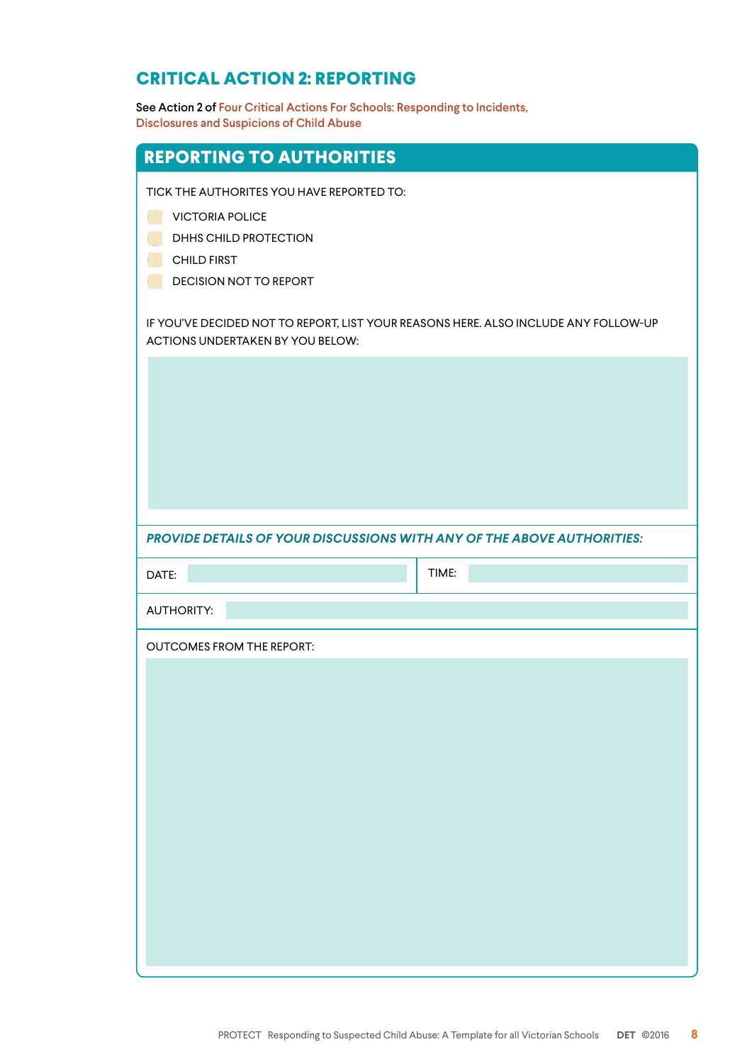## CRITICAL ACTION 2: REPORTING

See Action 2 of Four Critical Actions For Schools: Responding to Incidents, Disclosures and Suspicions of Child Abuse

### REPORTING TO AUTHORITIES

TICK THE AUTHORITES YOU HAVE REPORTED TO:

- [ ] VICTORIA POLICE
- [ ] DHHS CHILD PROTECTION
- [ ] CHILD FIRST
- [ ] DECISION NOT TO REPORT

IF YOU'VE DECIDED NOT TO REPORT, LIST YOUR REASONS HERE. ALSO INCLUDE ANY FOLLOW-UP ACTIONS UNDERTAKEN BY YOU BELOW:

*PROVIDE DETAILS OF YOUR DISCUSSIONS WITH ANY OF THE ABOVE AUTHORITIES:*

DATE: | TIME:

AUTHORITY:

OUTCOMES FROM THE REPORT: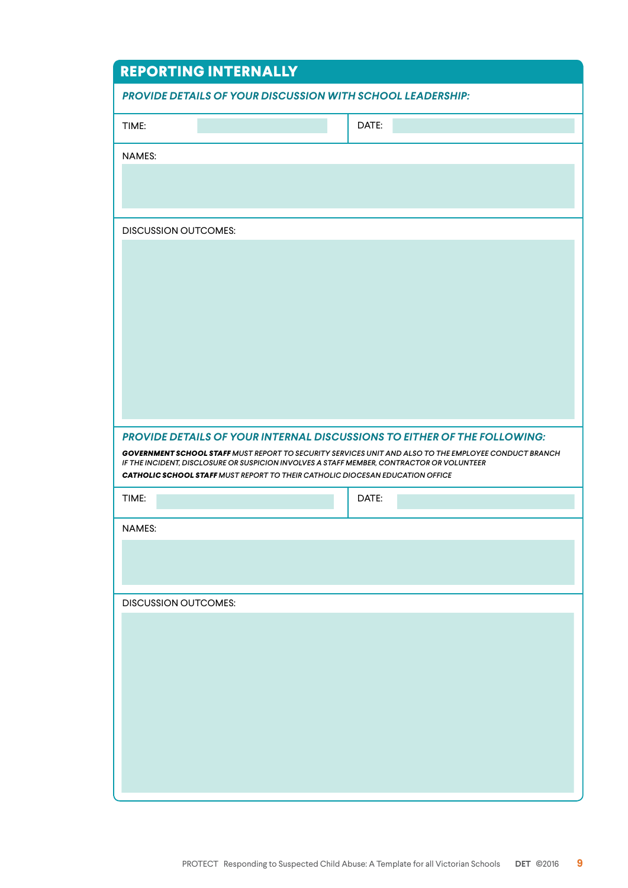# REPORTING INTERNALLY

***PROVIDE DETAILS OF YOUR DISCUSSION WITH SCHOOL LEADERSHIP:***

| TIME: | | DATE: | |
|---|---|---|---|

NAMES:

DISCUSSION OUTCOMES:

***PROVIDE DETAILS OF YOUR INTERNAL DISCUSSIONS TO EITHER OF THE FOLLOWING:***

***GOVERNMENT SCHOOL STAFF*** *MUST REPORT TO SECURITY SERVICES UNIT AND ALSO TO THE EMPLOYEE CONDUCT BRANCH IF THE INCIDENT, DISCLOSURE OR SUSPICION INVOLVES A STAFF MEMBER, CONTRACTOR OR VOLUNTEER*

***CATHOLIC SCHOOL STAFF*** *MUST REPORT TO THEIR CATHOLIC DIOCESAN EDUCATION OFFICE*

| TIME: | | DATE: | |
|---|---|---|---|

NAMES:

DISCUSSION OUTCOMES: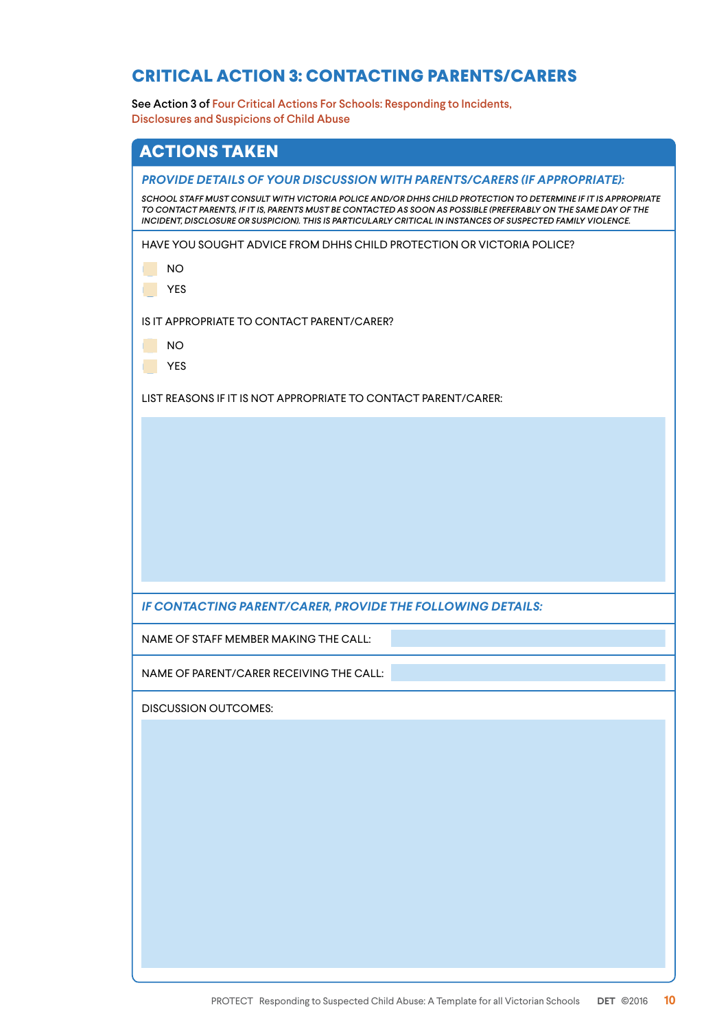## CRITICAL ACTION 3: CONTACTING PARENTS/CARERS

See Action 3 of Four Critical Actions For Schools: Responding to Incidents, Disclosures and Suspicions of Child Abuse

### ACTIONS TAKEN

***PROVIDE DETAILS OF YOUR DISCUSSION WITH PARENTS/CARERS (IF APPROPRIATE):***

*SCHOOL STAFF MUST CONSULT WITH VICTORIA POLICE AND/OR DHHS CHILD PROTECTION TO DETERMINE IF IT IS APPROPRIATE TO CONTACT PARENTS, IF IT IS, PARENTS MUST BE CONTACTED AS SOON AS POSSIBLE (PREFERABLY ON THE SAME DAY OF THE INCIDENT, DISCLOSURE OR SUSPICION). THIS IS PARTICULARLY CRITICAL IN INSTANCES OF SUSPECTED FAMILY VIOLENCE.*

HAVE YOU SOUGHT ADVICE FROM DHHS CHILD PROTECTION OR VICTORIA POLICE?

- [ ] NO
- [ ] YES

IS IT APPROPRIATE TO CONTACT PARENT/CARER?

- [ ] NO
- [ ] YES

LIST REASONS IF IT IS NOT APPROPRIATE TO CONTACT PARENT/CARER:

***IF CONTACTING PARENT/CARER, PROVIDE THE FOLLOWING DETAILS:***

NAME OF STAFF MEMBER MAKING THE CALL:

NAME OF PARENT/CARER RECEIVING THE CALL:

DISCUSSION OUTCOMES: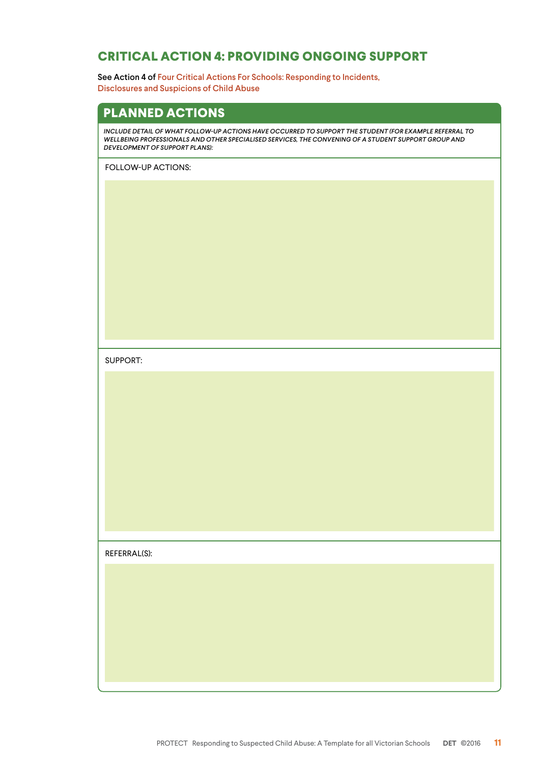# CRITICAL ACTION 4: PROVIDING ONGOING SUPPORT

See Action 4 of Four Critical Actions For Schools: Responding to Incidents, Disclosures and Suspicions of Child Abuse

## PLANNED ACTIONS

*INCLUDE DETAIL OF WHAT FOLLOW-UP ACTIONS HAVE OCCURRED TO SUPPORT THE STUDENT (FOR EXAMPLE REFERRAL TO WELLBEING PROFESSIONALS AND OTHER SPECIALISED SERVICES, THE CONVENING OF A STUDENT SUPPORT GROUP AND DEVELOPMENT OF SUPPORT PLANS):*

FOLLOW-UP ACTIONS:

SUPPORT:

REFERRAL(S):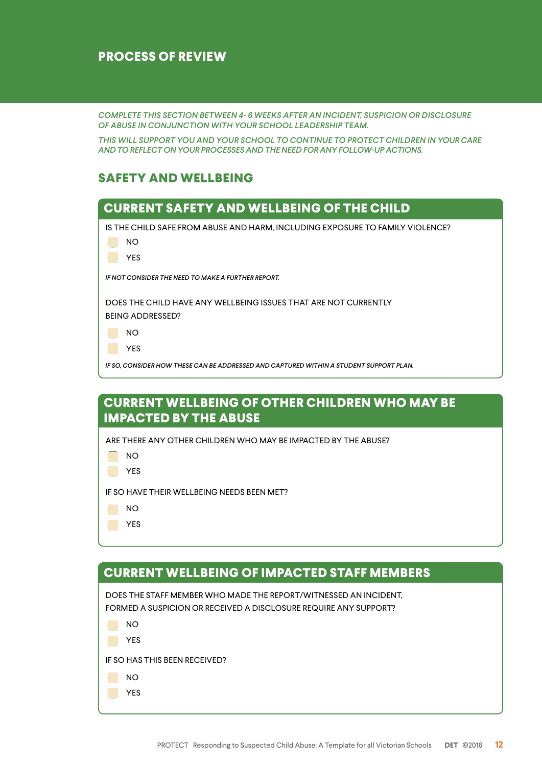# PROCESS OF REVIEW

*COMPLETE THIS SECTION BETWEEN 4- 6 WEEKS AFTER AN INCIDENT, SUSPICION OR DISCLOSURE OF ABUSE IN CONJUNCTION WITH YOUR SCHOOL LEADERSHIP TEAM.*

*THIS WILL SUPPORT YOU AND YOUR SCHOOL TO CONTINUE TO PROTECT CHILDREN IN YOUR CARE AND TO REFLECT ON YOUR PROCESSES AND THE NEED FOR ANY FOLLOW-UP ACTIONS.*

## SAFETY AND WELLBEING

### CURRENT SAFETY AND WELLBEING OF THE CHILD

IS THE CHILD SAFE FROM ABUSE AND HARM, INCLUDING EXPOSURE TO FAMILY VIOLENCE?

- [ ] NO
- [ ] YES

***IF NOT CONSIDER THE NEED TO MAKE A FURTHER REPORT.***

DOES THE CHILD HAVE ANY WELLBEING ISSUES THAT ARE NOT CURRENTLY BEING ADDRESSED?

- [ ] NO
- [ ] YES

***IF SO, CONSIDER HOW THESE CAN BE ADDRESSED AND CAPTURED WITHIN A STUDENT SUPPORT PLAN.***

### CURRENT WELLBEING OF OTHER CHILDREN WHO MAY BE IMPACTED BY THE ABUSE

ARE THERE ANY OTHER CHILDREN WHO MAY BE IMPACTED BY THE ABUSE?

- [ ] NO
- [ ] YES

IF SO HAVE THEIR WELLBEING NEEDS BEEN MET?

- [ ] NO
- [ ] YES

### CURRENT WELLBEING OF IMPACTED STAFF MEMBERS

DOES THE STAFF MEMBER WHO MADE THE REPORT/WITNESSED AN INCIDENT, FORMED A SUSPICION OR RECEIVED A DISCLOSURE REQUIRE ANY SUPPORT?

- [ ] NO
- [ ] YES

IF SO HAS THIS BEEN RECEIVED?

- [ ] NO
- [ ] YES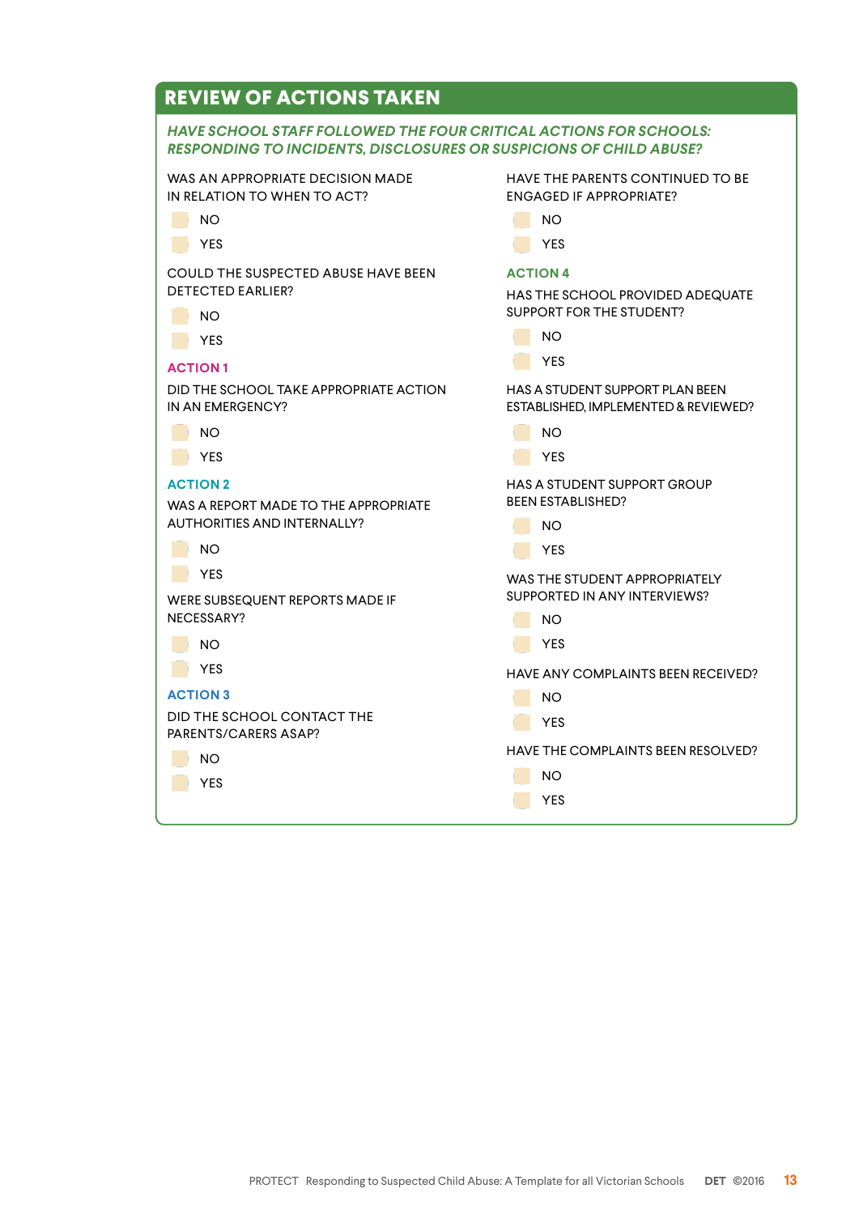## REVIEW OF ACTIONS TAKEN

***HAVE SCHOOL STAFF FOLLOWED THE FOUR CRITICAL ACTIONS FOR SCHOOLS: RESPONDING TO INCIDENTS, DISCLOSURES OR SUSPICIONS OF CHILD ABUSE?***

WAS AN APPROPRIATE DECISION MADE IN RELATION TO WHEN TO ACT?

- [ ] NO
- [ ] YES

COULD THE SUSPECTED ABUSE HAVE BEEN DETECTED EARLIER?

- [ ] NO
- [ ] YES

### ACTION 1

DID THE SCHOOL TAKE APPROPRIATE ACTION IN AN EMERGENCY?

- [ ] NO
- [ ] YES

### ACTION 2

WAS A REPORT MADE TO THE APPROPRIATE AUTHORITIES AND INTERNALLY?

- [ ] NO
- [ ] YES

WERE SUBSEQUENT REPORTS MADE IF NECESSARY?

- [ ] NO
- [ ] YES

### ACTION 3

DID THE SCHOOL CONTACT THE PARENTS/CARERS ASAP?

- [ ] NO
- [ ] YES

HAVE THE PARENTS CONTINUED TO BE ENGAGED IF APPROPRIATE?

- [ ] NO
- [ ] YES

### ACTION 4

HAS THE SCHOOL PROVIDED ADEQUATE SUPPORT FOR THE STUDENT?

- [ ] NO
- [ ] YES

HAS A STUDENT SUPPORT PLAN BEEN ESTABLISHED, IMPLEMENTED & REVIEWED?

- [ ] NO
- [ ] YES

HAS A STUDENT SUPPORT GROUP BEEN ESTABLISHED?

- [ ] NO
- [ ] YES

WAS THE STUDENT APPROPRIATELY SUPPORTED IN ANY INTERVIEWS?

- [ ] NO
- [ ] YES

HAVE ANY COMPLAINTS BEEN RECEIVED?

- [ ] NO
- [ ] YES

HAVE THE COMPLAINTS BEEN RESOLVED?

- [ ] NO
- [ ] YES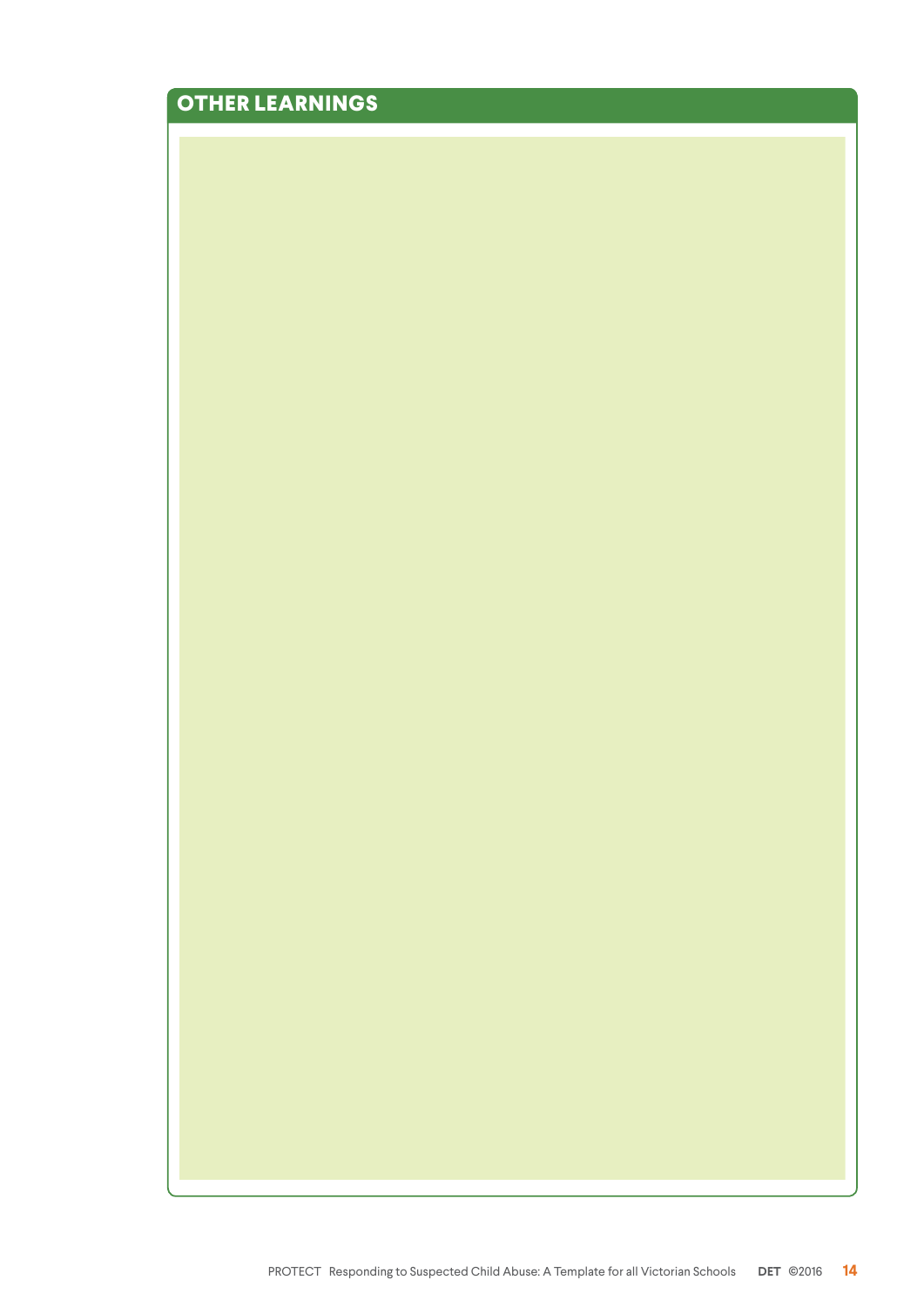## OTHER LEARNINGS